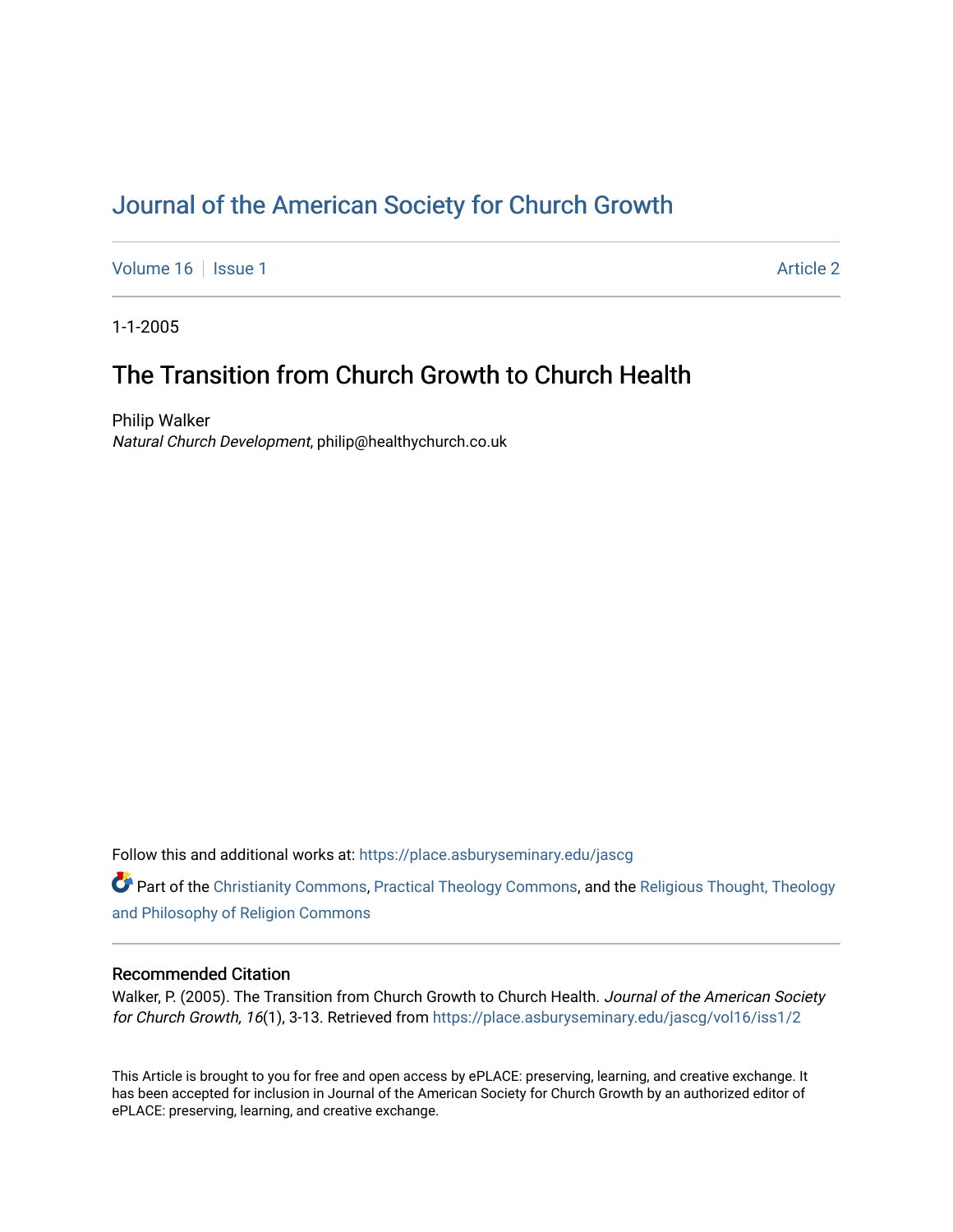# Journal of the American Society for Church Growth

Volume 16 | Issue 1 | Article 2

1-1-2005

## The Transition from Church Growth to Church Health

Philip Walker
*Natural Church Development*, philip@healthychurch.co.uk

Follow this and additional works at: https://place.asburyseminary.edu/jascg

Part of the Christianity Commons, Practical Theology Commons, and the Religious Thought, Theology and Philosophy of Religion Commons

### Recommended Citation

Walker, P. (2005). The Transition from Church Growth to Church Health. *Journal of the American Society for Church Growth, 16*(1), 3-13. Retrieved from https://place.asburyseminary.edu/jascg/vol16/iss1/2

This Article is brought to you for free and open access by ePLACE: preserving, learning, and creative exchange. It has been accepted for inclusion in Journal of the American Society for Church Growth by an authorized editor of ePLACE: preserving, learning, and creative exchange.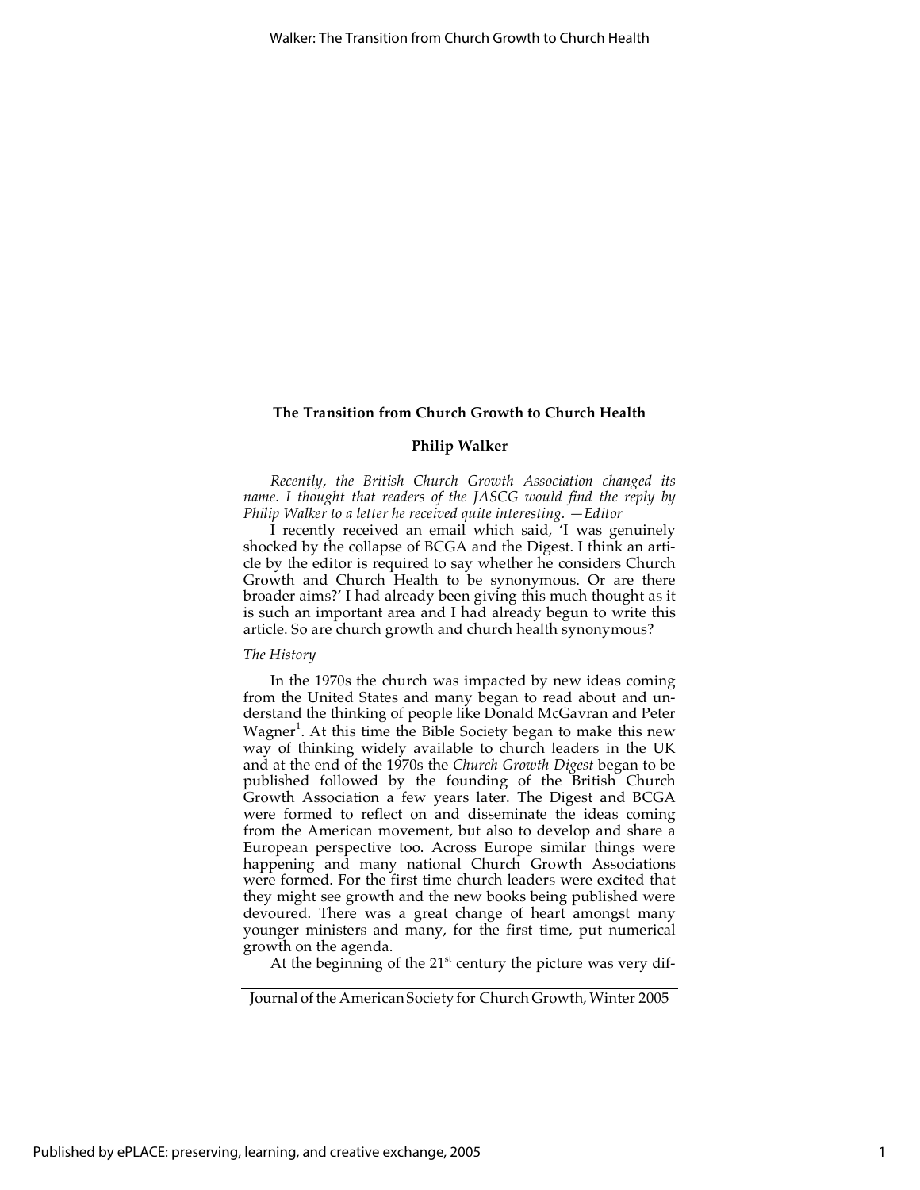### The Transition from Church Growth to Church Health

**Philip Walker**

*Recently, the British Church Growth Association changed its name. I thought that readers of the JASCG would find the reply by Philip Walker to a letter he received quite interesting. —Editor*

I recently received an email which said, 'I was genuinely shocked by the collapse of BCGA and the Digest. I think an article by the editor is required to say whether he considers Church Growth and Church Health to be synonymous. Or are there broader aims?' I had already been giving this much thought as it is such an important area and I had already begun to write this article. So are church growth and church health synonymous?

*The History*

In the 1970s the church was impacted by new ideas coming from the United States and many began to read about and understand the thinking of people like Donald McGavran and Peter Wagner[1]. At this time the Bible Society began to make this new way of thinking widely available to church leaders in the UK and at the end of the 1970s the *Church Growth Digest* began to be published followed by the founding of the British Church Growth Association a few years later. The Digest and BCGA were formed to reflect on and disseminate the ideas coming from the American movement, but also to develop and share a European perspective too. Across Europe similar things were happening and many national Church Growth Associations were formed. For the first time church leaders were excited that they might see growth and the new books being published were devoured. There was a great change of heart amongst many younger ministers and many, for the first time, put numerical growth on the agenda.

At the beginning of the 21st century the picture was very dif-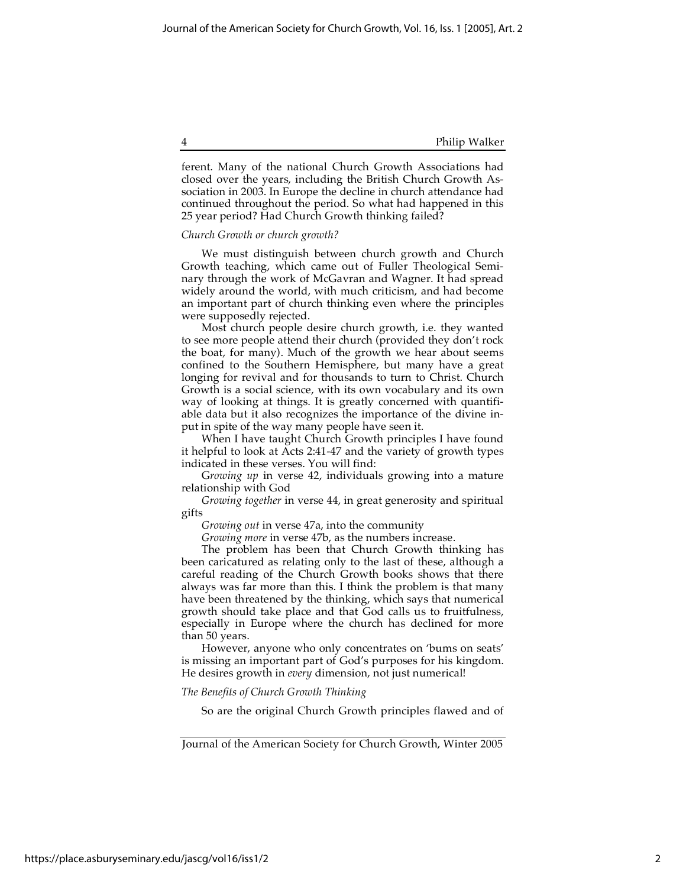ferent. Many of the national Church Growth Associations had closed over the years, including the British Church Growth Association in 2003. In Europe the decline in church attendance had continued throughout the period. So what had happened in this 25 year period? Had Church Growth thinking failed?

*Church Growth or church growth?*

We must distinguish between church growth and Church Growth teaching, which came out of Fuller Theological Seminary through the work of McGavran and Wagner. It had spread widely around the world, with much criticism, and had become an important part of church thinking even where the principles were supposedly rejected.

Most church people desire church growth, i.e. they wanted to see more people attend their church (provided they don't rock the boat, for many). Much of the growth we hear about seems confined to the Southern Hemisphere, but many have a great longing for revival and for thousands to turn to Christ. Church Growth is a social science, with its own vocabulary and its own way of looking at things. It is greatly concerned with quantifiable data but it also recognizes the importance of the divine input in spite of the way many people have seen it.

When I have taught Church Growth principles I have found it helpful to look at Acts 2:41-47 and the variety of growth types indicated in these verses. You will find:

*Growing up* in verse 42, individuals growing into a mature relationship with God

*Growing together* in verse 44, in great generosity and spiritual gifts

*Growing out* in verse 47a, into the community

*Growing more* in verse 47b, as the numbers increase.

The problem has been that Church Growth thinking has been caricatured as relating only to the last of these, although a careful reading of the Church Growth books shows that there always was far more than this. I think the problem is that many have been threatened by the thinking, which says that numerical growth should take place and that God calls us to fruitfulness, especially in Europe where the church has declined for more than 50 years.

However, anyone who only concentrates on 'bums on seats' is missing an important part of God's purposes for his kingdom. He desires growth in *every* dimension, not just numerical!

*The Benefits of Church Growth Thinking*

So are the original Church Growth principles flawed and of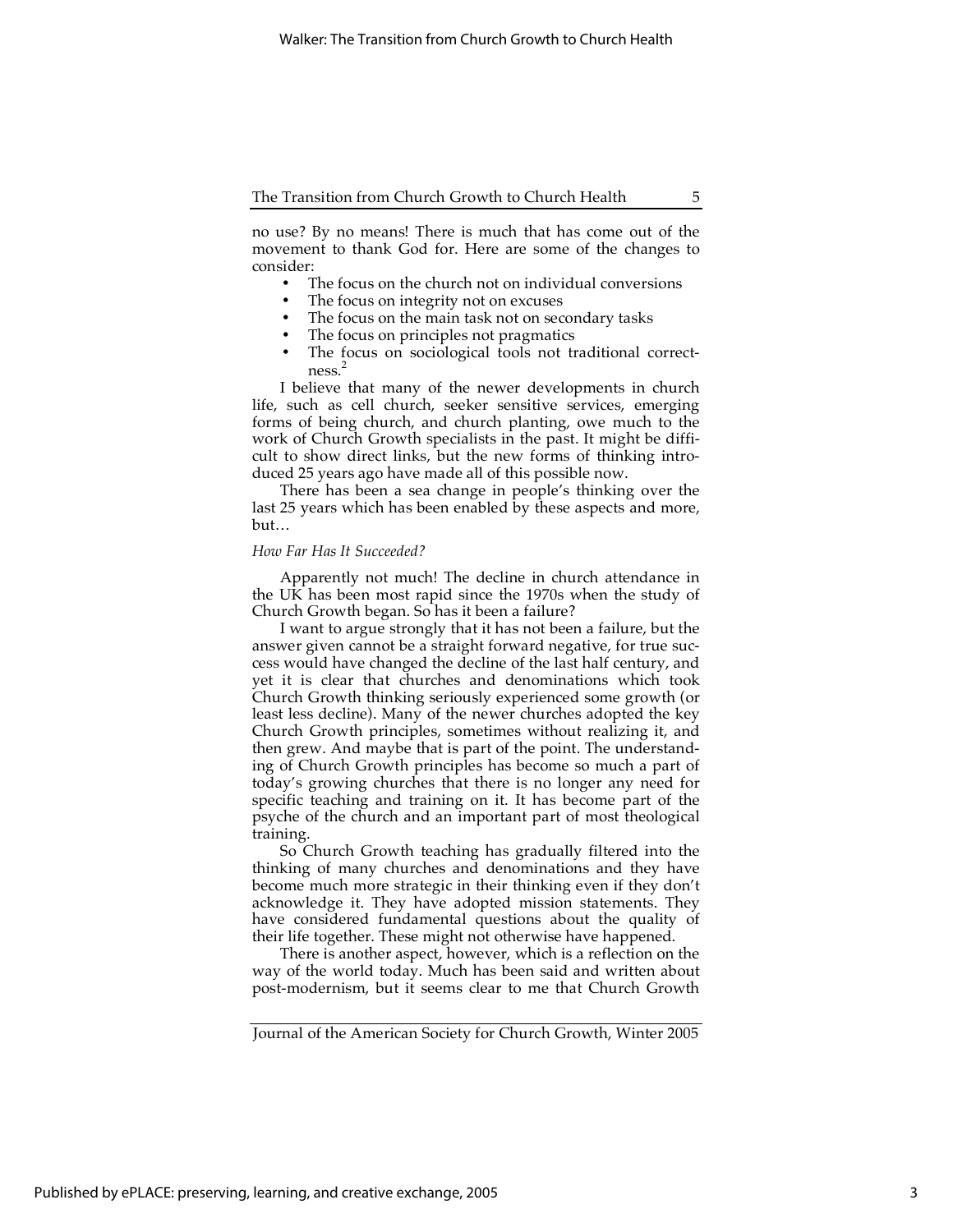no use? By no means! There is much that has come out of the movement to thank God for. Here are some of the changes to consider:

- The focus on the church not on individual conversions
- The focus on integrity not on excuses
- The focus on the main task not on secondary tasks
- The focus on principles not pragmatics
- The focus on sociological tools not traditional correctness.[2]

I believe that many of the newer developments in church life, such as cell church, seeker sensitive services, emerging forms of being church, and church planting, owe much to the work of Church Growth specialists in the past. It might be difficult to show direct links, but the new forms of thinking introduced 25 years ago have made all of this possible now.

There has been a sea change in people's thinking over the last 25 years which has been enabled by these aspects and more, but…

*How Far Has It Succeeded?*

Apparently not much! The decline in church attendance in the UK has been most rapid since the 1970s when the study of Church Growth began. So has it been a failure?

I want to argue strongly that it has not been a failure, but the answer given cannot be a straight forward negative, for true success would have changed the decline of the last half century, and yet it is clear that churches and denominations which took Church Growth thinking seriously experienced some growth (or least less decline). Many of the newer churches adopted the key Church Growth principles, sometimes without realizing it, and then grew. And maybe that is part of the point. The understanding of Church Growth principles has become so much a part of today's growing churches that there is no longer any need for specific teaching and training on it. It has become part of the psyche of the church and an important part of most theological training.

So Church Growth teaching has gradually filtered into the thinking of many churches and denominations and they have become much more strategic in their thinking even if they don't acknowledge it. They have adopted mission statements. They have considered fundamental questions about the quality of their life together. These might not otherwise have happened.

There is another aspect, however, which is a reflection on the way of the world today. Much has been said and written about post-modernism, but it seems clear to me that Church Growth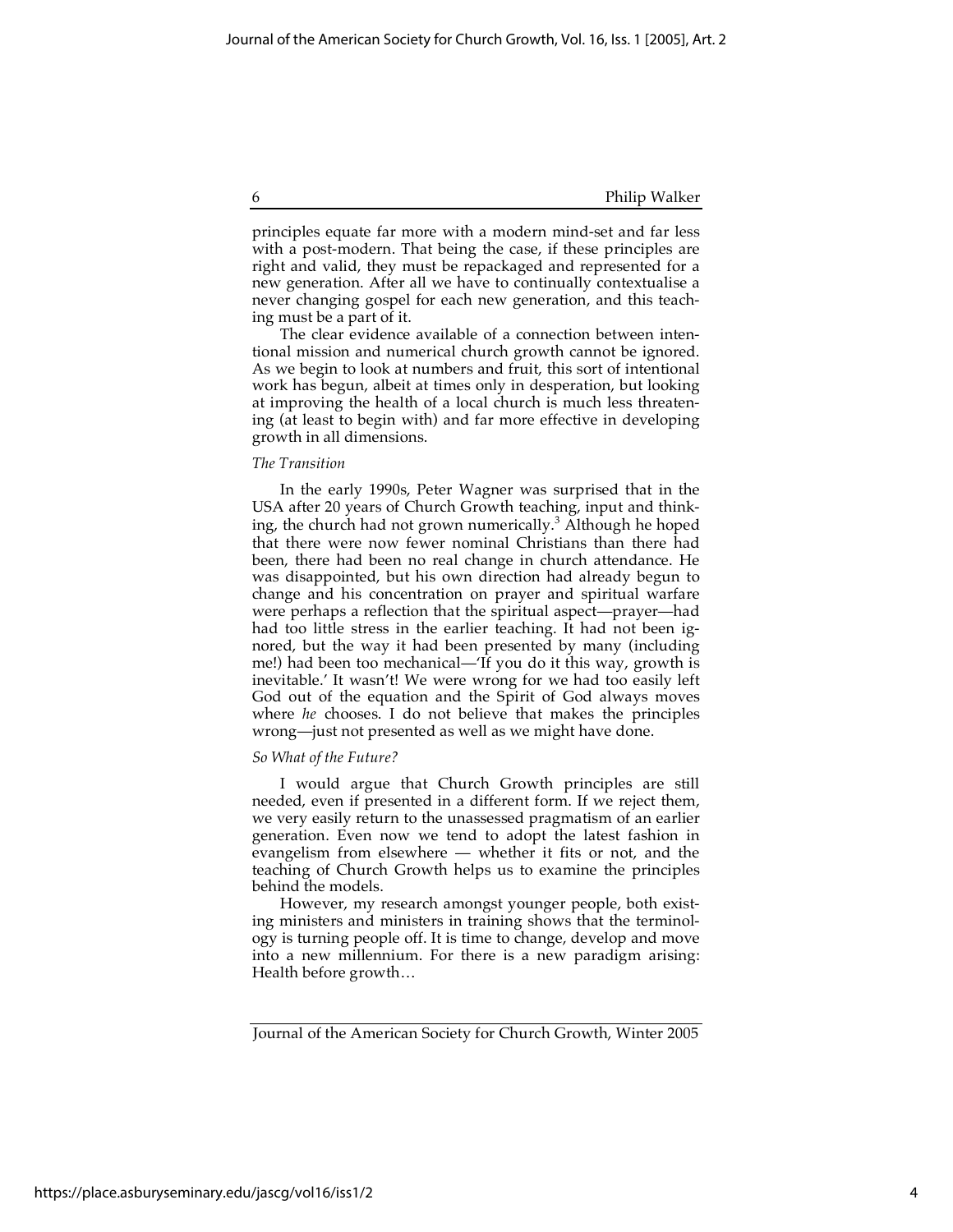principles equate far more with a modern mind-set and far less with a post-modern. That being the case, if these principles are right and valid, they must be repackaged and represented for a new generation. After all we have to continually contextualise a never changing gospel for each new generation, and this teaching must be a part of it.

The clear evidence available of a connection between intentional mission and numerical church growth cannot be ignored. As we begin to look at numbers and fruit, this sort of intentional work has begun, albeit at times only in desperation, but looking at improving the health of a local church is much less threatening (at least to begin with) and far more effective in developing growth in all dimensions.

*The Transition*

In the early 1990s, Peter Wagner was surprised that in the USA after 20 years of Church Growth teaching, input and thinking, the church had not grown numerically.[3] Although he hoped that there were now fewer nominal Christians than there had been, there had been no real change in church attendance. He was disappointed, but his own direction had already begun to change and his concentration on prayer and spiritual warfare were perhaps a reflection that the spiritual aspect—prayer—had had too little stress in the earlier teaching. It had not been ignored, but the way it had been presented by many (including me!) had been too mechanical—'If you do it this way, growth is inevitable.' It wasn't! We were wrong for we had too easily left God out of the equation and the Spirit of God always moves where *he* chooses. I do not believe that makes the principles wrong—just not presented as well as we might have done.

*So What of the Future?*

I would argue that Church Growth principles are still needed, even if presented in a different form. If we reject them, we very easily return to the unassessed pragmatism of an earlier generation. Even now we tend to adopt the latest fashion in evangelism from elsewhere — whether it fits or not, and the teaching of Church Growth helps us to examine the principles behind the models.

However, my research amongst younger people, both existing ministers and ministers in training shows that the terminology is turning people off. It is time to change, develop and move into a new millennium. For there is a new paradigm arising: Health before growth…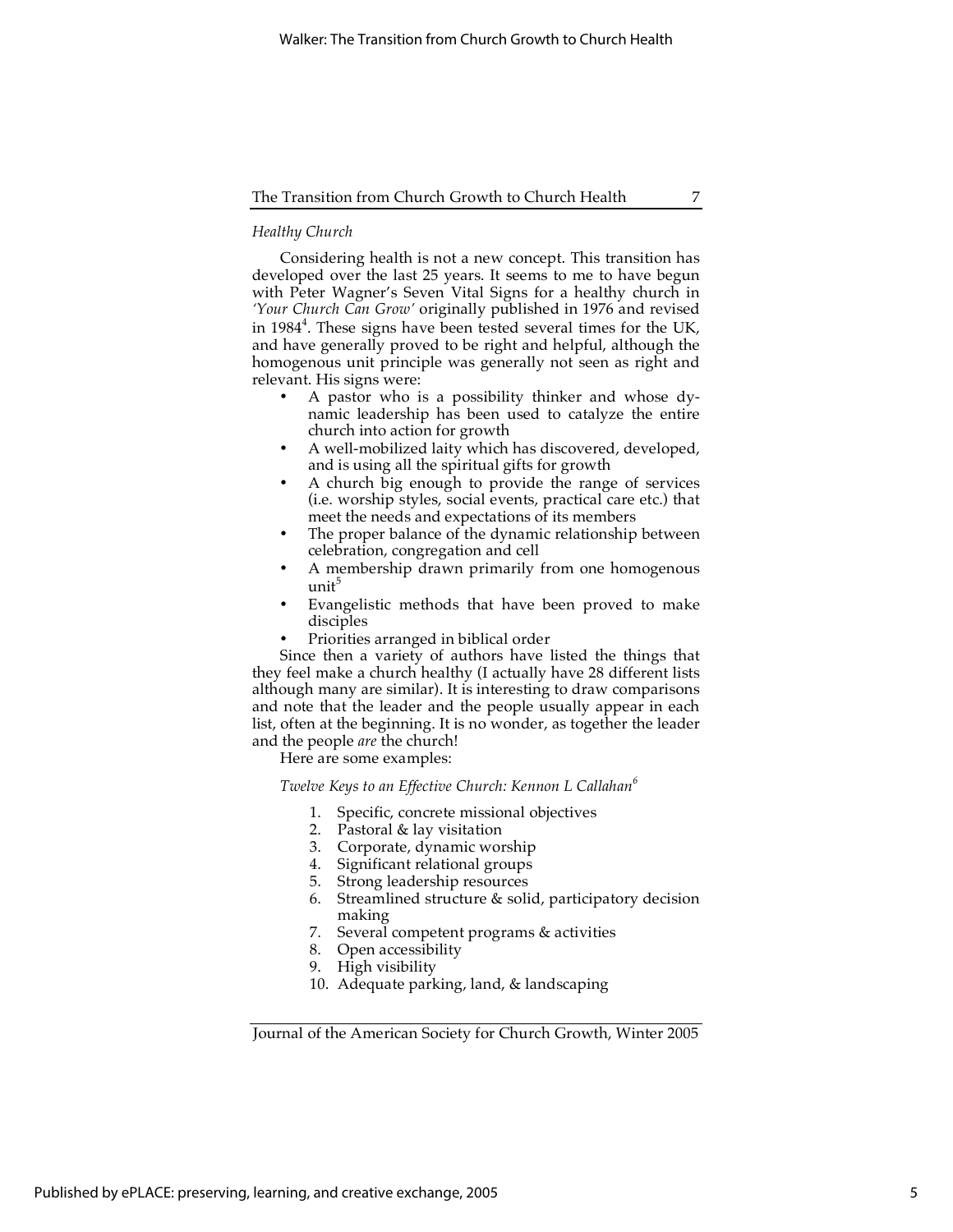*Healthy Church*

Considering health is not a new concept. This transition has developed over the last 25 years. It seems to me to have begun with Peter Wagner's Seven Vital Signs for a healthy church in *'Your Church Can Grow'* originally published in 1976 and revised in 1984[4]. These signs have been tested several times for the UK, and have generally proved to be right and helpful, although the homogenous unit principle was generally not seen as right and relevant. His signs were:

- A pastor who is a possibility thinker and whose dynamic leadership has been used to catalyze the entire church into action for growth
- A well-mobilized laity which has discovered, developed, and is using all the spiritual gifts for growth
- A church big enough to provide the range of services (i.e. worship styles, social events, practical care etc.) that meet the needs and expectations of its members
- The proper balance of the dynamic relationship between celebration, congregation and cell
- A membership drawn primarily from one homogenous unit[5]
- Evangelistic methods that have been proved to make disciples
- Priorities arranged in biblical order

Since then a variety of authors have listed the things that they feel make a church healthy (I actually have 28 different lists although many are similar). It is interesting to draw comparisons and note that the leader and the people usually appear in each list, often at the beginning. It is no wonder, as together the leader and the people *are* the church!

Here are some examples:

*Twelve Keys to an Effective Church: Kennon L Callahan*[6]

1. Specific, concrete missional objectives
2. Pastoral & lay visitation
3. Corporate, dynamic worship
4. Significant relational groups
5. Strong leadership resources
6. Streamlined structure & solid, participatory decision making
7. Several competent programs & activities
8. Open accessibility
9. High visibility
10. Adequate parking, land, & landscaping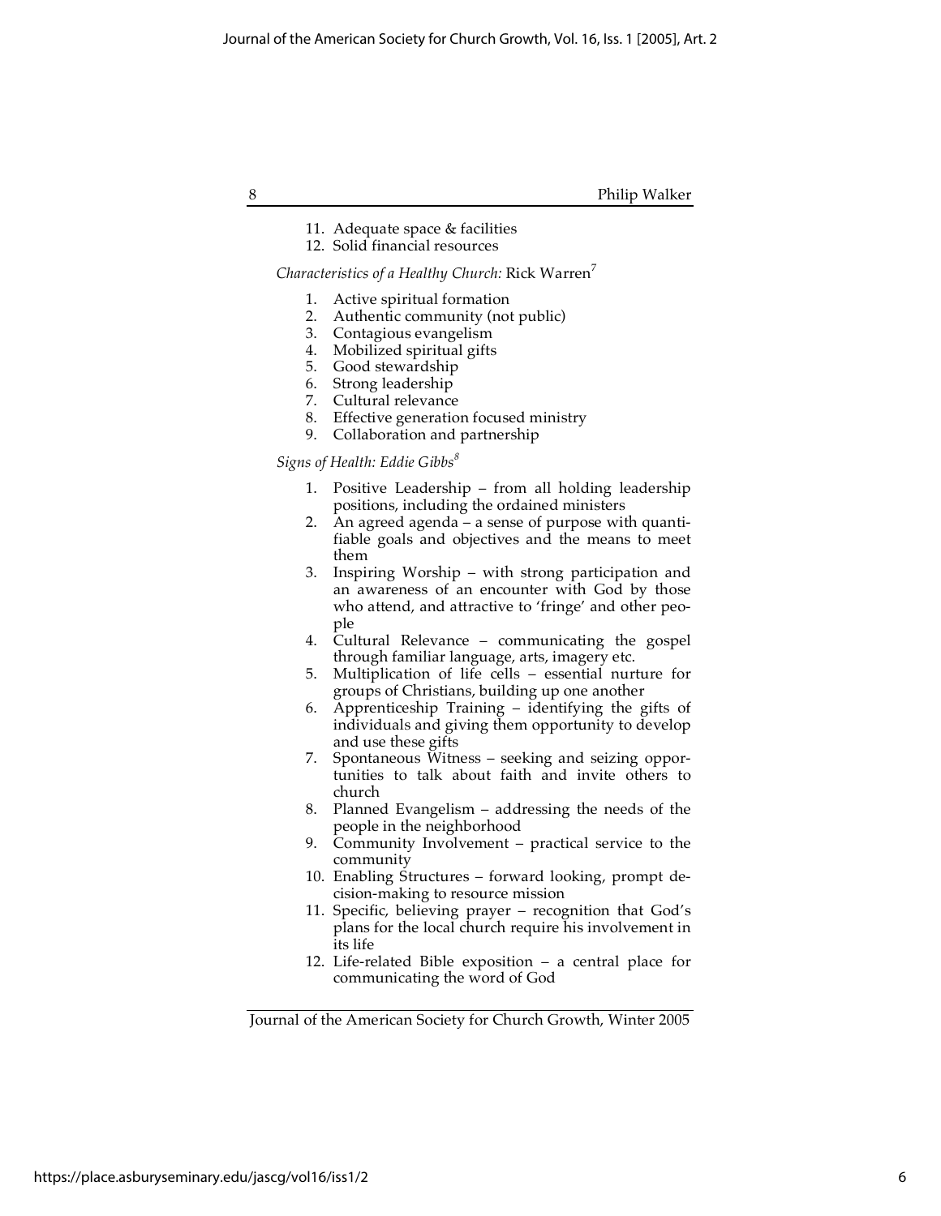11. Adequate space & facilities
12. Solid financial resources

*Characteristics of a Healthy Church:* Rick Warren[7]

1. Active spiritual formation
2. Authentic community (not public)
3. Contagious evangelism
4. Mobilized spiritual gifts
5. Good stewardship
6. Strong leadership
7. Cultural relevance
8. Effective generation focused ministry
9. Collaboration and partnership

*Signs of Health: Eddie Gibbs[8]*

1. Positive Leadership – from all holding leadership positions, including the ordained ministers
2. An agreed agenda – a sense of purpose with quantifiable goals and objectives and the means to meet them
3. Inspiring Worship – with strong participation and an awareness of an encounter with God by those who attend, and attractive to 'fringe' and other people
4. Cultural Relevance – communicating the gospel through familiar language, arts, imagery etc.
5. Multiplication of life cells – essential nurture for groups of Christians, building up one another
6. Apprenticeship Training – identifying the gifts of individuals and giving them opportunity to develop and use these gifts
7. Spontaneous Witness – seeking and seizing opportunities to talk about faith and invite others to church
8. Planned Evangelism – addressing the needs of the people in the neighborhood
9. Community Involvement – practical service to the community
10. Enabling Structures – forward looking, prompt decision-making to resource mission
11. Specific, believing prayer – recognition that God's plans for the local church require his involvement in its life
12. Life-related Bible exposition – a central place for communicating the word of God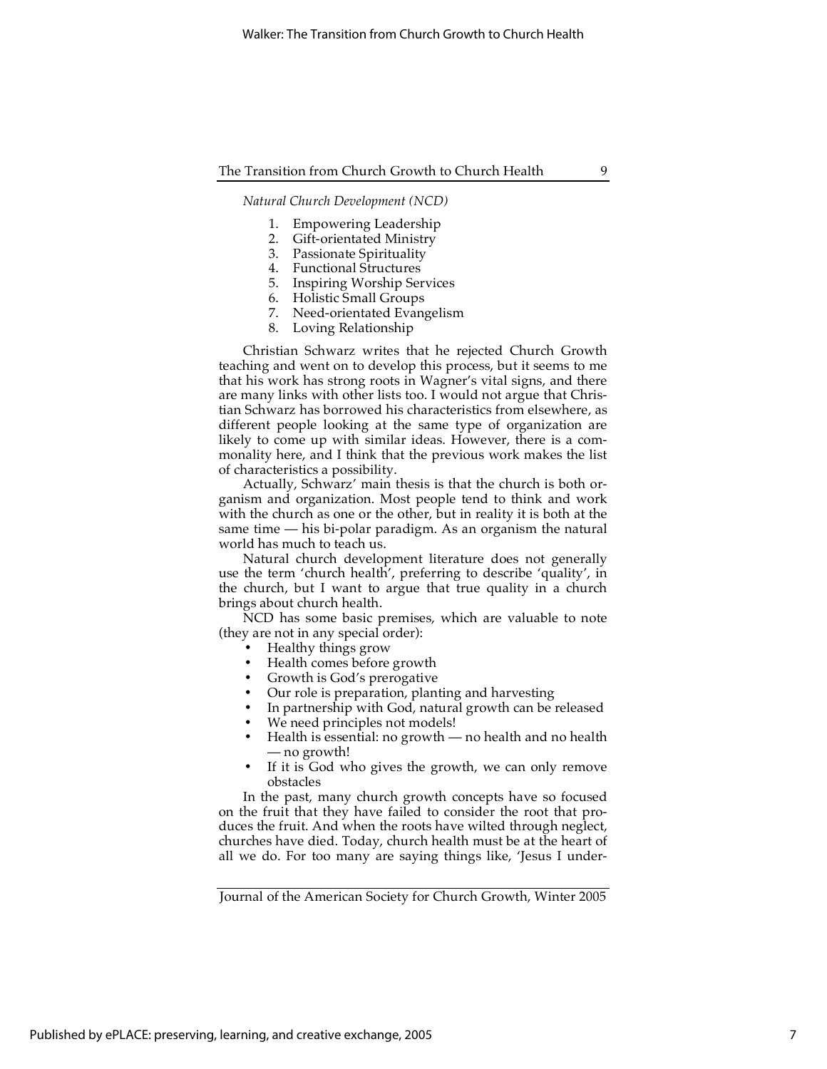*Natural Church Development (NCD)*

1. Empowering Leadership
2. Gift-orientated Ministry
3. Passionate Spirituality
4. Functional Structures
5. Inspiring Worship Services
6. Holistic Small Groups
7. Need-orientated Evangelism
8. Loving Relationship

Christian Schwarz writes that he rejected Church Growth teaching and went on to develop this process, but it seems to me that his work has strong roots in Wagner's vital signs, and there are many links with other lists too. I would not argue that Christian Schwarz has borrowed his characteristics from elsewhere, as different people looking at the same type of organization are likely to come up with similar ideas. However, there is a commonality here, and I think that the previous work makes the list of characteristics a possibility.

Actually, Schwarz' main thesis is that the church is both organism and organization. Most people tend to think and work with the church as one or the other, but in reality it is both at the same time — his bi-polar paradigm. As an organism the natural world has much to teach us.

Natural church development literature does not generally use the term 'church health', preferring to describe 'quality', in the church, but I want to argue that true quality in a church brings about church health.

NCD has some basic premises, which are valuable to note (they are not in any special order):

- Healthy things grow
- Health comes before growth
- Growth is God's prerogative
- Our role is preparation, planting and harvesting
- In partnership with God, natural growth can be released
- We need principles not models!
- Health is essential: no growth — no health and no health — no growth!
- If it is God who gives the growth, we can only remove obstacles

In the past, many church growth concepts have so focused on the fruit that they have failed to consider the root that produces the fruit. And when the roots have wilted through neglect, churches have died. Today, church health must be at the heart of all we do. For too many are saying things like, 'Jesus I under-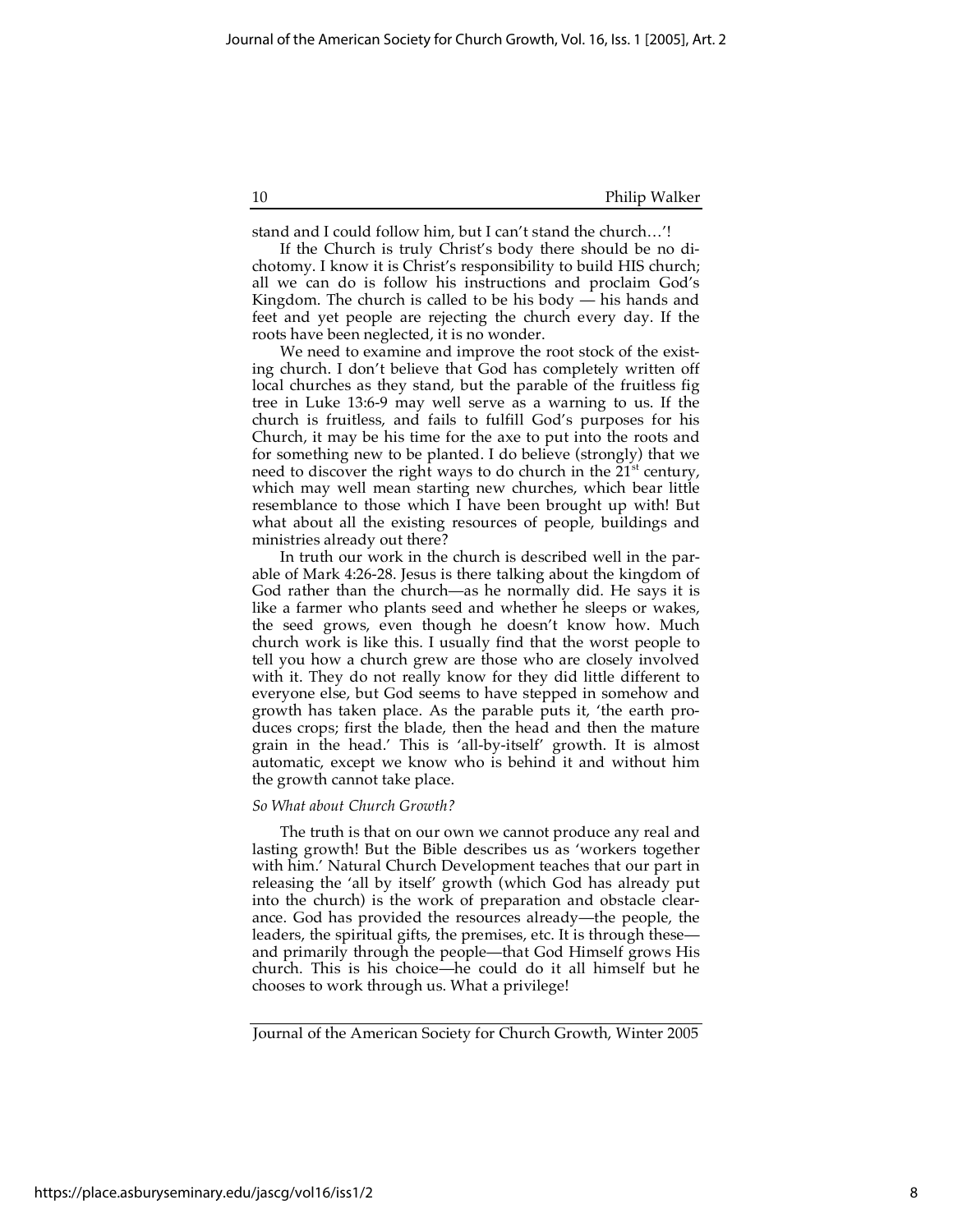stand and I could follow him, but I can't stand the church…'!

If the Church is truly Christ's body there should be no dichotomy. I know it is Christ's responsibility to build HIS church; all we can do is follow his instructions and proclaim God's Kingdom. The church is called to be his body — his hands and feet and yet people are rejecting the church every day. If the roots have been neglected, it is no wonder.

We need to examine and improve the root stock of the existing church. I don't believe that God has completely written off local churches as they stand, but the parable of the fruitless fig tree in Luke 13:6-9 may well serve as a warning to us. If the church is fruitless, and fails to fulfill God's purposes for his Church, it may be his time for the axe to put into the roots and for something new to be planted. I do believe (strongly) that we need to discover the right ways to do church in the 21st century, which may well mean starting new churches, which bear little resemblance to those which I have been brought up with! But what about all the existing resources of people, buildings and ministries already out there?

In truth our work in the church is described well in the parable of Mark 4:26-28. Jesus is there talking about the kingdom of God rather than the church—as he normally did. He says it is like a farmer who plants seed and whether he sleeps or wakes, the seed grows, even though he doesn't know how. Much church work is like this. I usually find that the worst people to tell you how a church grew are those who are closely involved with it. They do not really know for they did little different to everyone else, but God seems to have stepped in somehow and growth has taken place. As the parable puts it, 'the earth produces crops; first the blade, then the head and then the mature grain in the head.' This is 'all-by-itself' growth. It is almost automatic, except we know who is behind it and without him the growth cannot take place.

*So What about Church Growth?*

The truth is that on our own we cannot produce any real and lasting growth! But the Bible describes us as 'workers together with him.' Natural Church Development teaches that our part in releasing the 'all by itself' growth (which God has already put into the church) is the work of preparation and obstacle clearance. God has provided the resources already—the people, the leaders, the spiritual gifts, the premises, etc. It is through these—and primarily through the people—that God Himself grows His church. This is his choice—he could do it all himself but he chooses to work through us. What a privilege!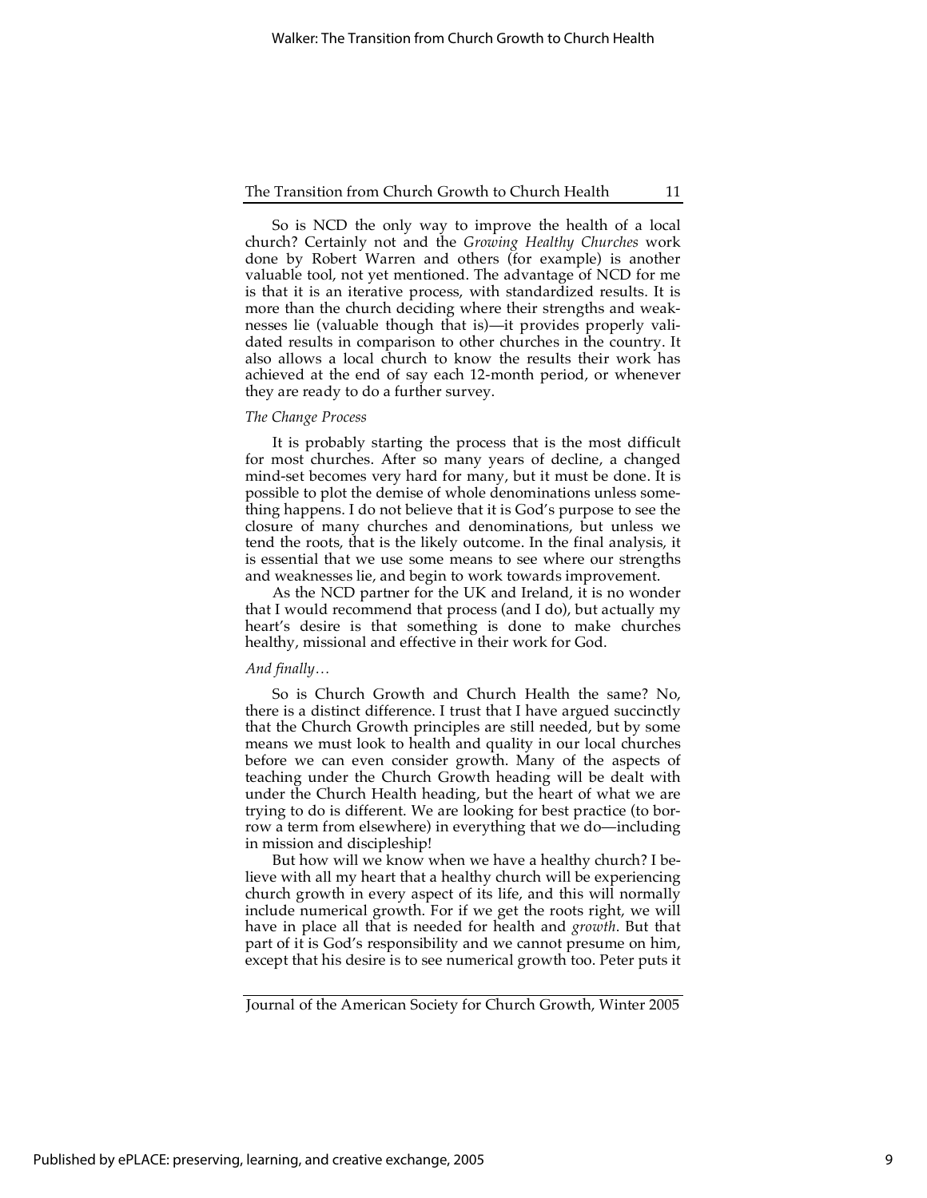So is NCD the only way to improve the health of a local church? Certainly not and the *Growing Healthy Churches* work done by Robert Warren and others (for example) is another valuable tool, not yet mentioned. The advantage of NCD for me is that it is an iterative process, with standardized results. It is more than the church deciding where their strengths and weaknesses lie (valuable though that is)—it provides properly validated results in comparison to other churches in the country. It also allows a local church to know the results their work has achieved at the end of say each 12-month period, or whenever they are ready to do a further survey.

*The Change Process*

It is probably starting the process that is the most difficult for most churches. After so many years of decline, a changed mind-set becomes very hard for many, but it must be done. It is possible to plot the demise of whole denominations unless something happens. I do not believe that it is God's purpose to see the closure of many churches and denominations, but unless we tend the roots, that is the likely outcome. In the final analysis, it is essential that we use some means to see where our strengths and weaknesses lie, and begin to work towards improvement.

As the NCD partner for the UK and Ireland, it is no wonder that I would recommend that process (and I do), but actually my heart's desire is that something is done to make churches healthy, missional and effective in their work for God.

*And finally…*

So is Church Growth and Church Health the same? No, there is a distinct difference. I trust that I have argued succinctly that the Church Growth principles are still needed, but by some means we must look to health and quality in our local churches before we can even consider growth. Many of the aspects of teaching under the Church Growth heading will be dealt with under the Church Health heading, but the heart of what we are trying to do is different. We are looking for best practice (to borrow a term from elsewhere) in everything that we do—including in mission and discipleship!

But how will we know when we have a healthy church? I believe with all my heart that a healthy church will be experiencing church growth in every aspect of its life, and this will normally include numerical growth. For if we get the roots right, we will have in place all that is needed for health and *growth*. But that part of it is God's responsibility and we cannot presume on him, except that his desire is to see numerical growth too. Peter puts it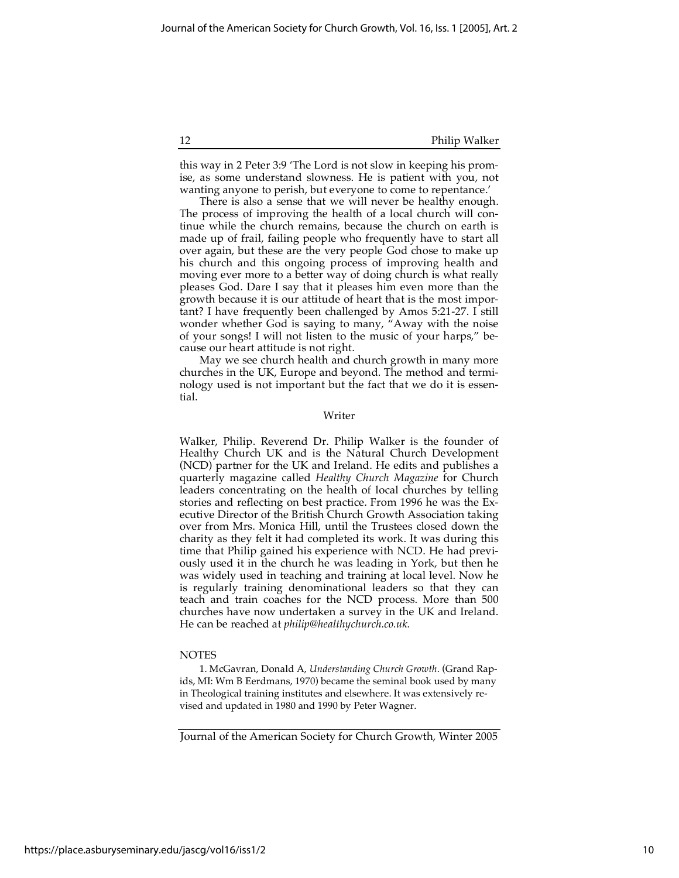this way in 2 Peter 3:9 'The Lord is not slow in keeping his promise, as some understand slowness. He is patient with you, not wanting anyone to perish, but everyone to come to repentance.'

There is also a sense that we will never be healthy enough. The process of improving the health of a local church will continue while the church remains, because the church on earth is made up of frail, failing people who frequently have to start all over again, but these are the very people God chose to make up his church and this ongoing process of improving health and moving ever more to a better way of doing church is what really pleases God. Dare I say that it pleases him even more than the growth because it is our attitude of heart that is the most important? I have frequently been challenged by Amos 5:21-27. I still wonder whether God is saying to many, "Away with the noise of your songs! I will not listen to the music of your harps," because our heart attitude is not right.

May we see church health and church growth in many more churches in the UK, Europe and beyond. The method and terminology used is not important but the fact that we do it is essential.

## Writer

Walker, Philip. Reverend Dr. Philip Walker is the founder of Healthy Church UK and is the Natural Church Development (NCD) partner for the UK and Ireland. He edits and publishes a quarterly magazine called *Healthy Church Magazine* for Church leaders concentrating on the health of local churches by telling stories and reflecting on best practice. From 1996 he was the Executive Director of the British Church Growth Association taking over from Mrs. Monica Hill, until the Trustees closed down the charity as they felt it had completed its work. It was during this time that Philip gained his experience with NCD. He had previously used it in the church he was leading in York, but then he was widely used in teaching and training at local level. Now he is regularly training denominational leaders so that they can teach and train coaches for the NCD process. More than 500 churches have now undertaken a survey in the UK and Ireland. He can be reached at *philip@healthychurch.co.uk.*

## NOTES

1. McGavran, Donald A, *Understanding Church Growth*. (Grand Rapids, MI: Wm B Eerdmans, 1970) became the seminal book used by many in Theological training institutes and elsewhere. It was extensively revised and updated in 1980 and 1990 by Peter Wagner.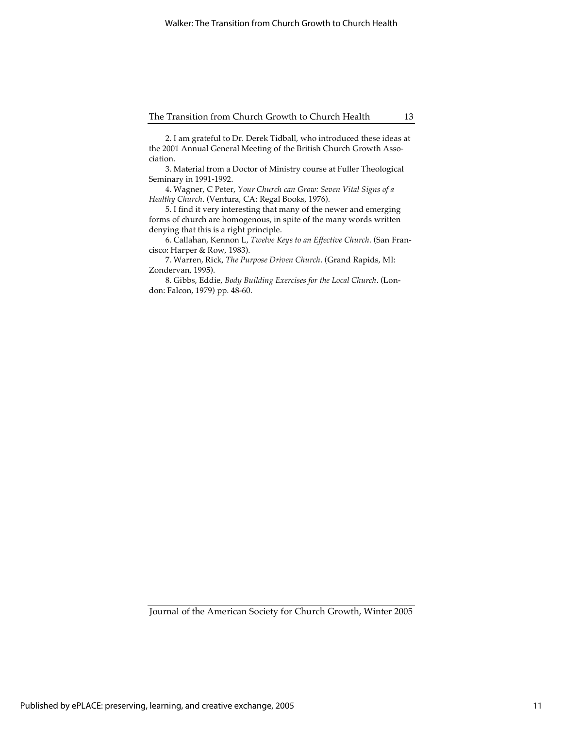2. I am grateful to Dr. Derek Tidball, who introduced these ideas at the 2001 Annual General Meeting of the British Church Growth Association.

3. Material from a Doctor of Ministry course at Fuller Theological Seminary in 1991-1992.

4. Wagner, C Peter, *Your Church can Grow: Seven Vital Signs of a Healthy Church*. (Ventura, CA: Regal Books, 1976).

5. I find it very interesting that many of the newer and emerging forms of church are homogenous, in spite of the many words written denying that this is a right principle.

6. Callahan, Kennon L, *Twelve Keys to an Effective Church*. (San Francisco: Harper & Row, 1983).

7. Warren, Rick, *The Purpose Driven Church*. (Grand Rapids, MI: Zondervan, 1995).

8. Gibbs, Eddie, *Body Building Exercises for the Local Church*. (London: Falcon, 1979) pp. 48-60.